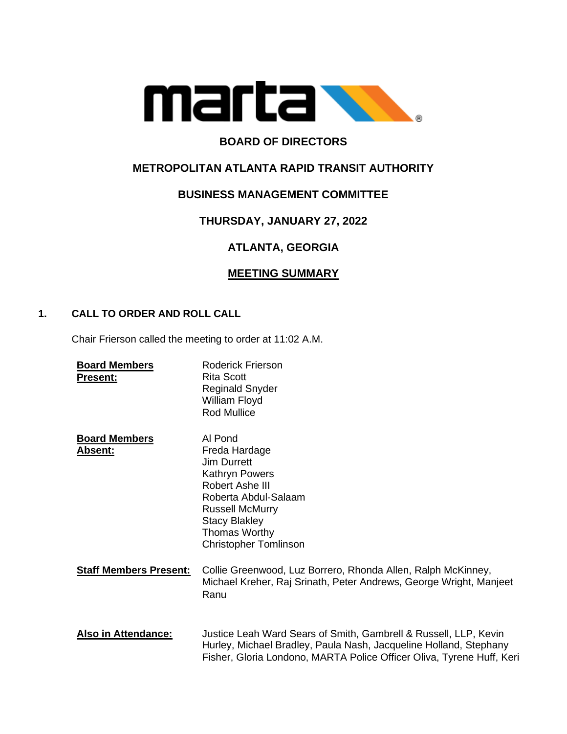**BOARD OF DIRECTORS**

**METROPOLITAN ATLANTA RAPID TRANSIT AUTHORITY**

**BUSINESS MANAGEMENT COMMITTEE**

**THURSDAY, JANUARY 27, 2022**

**ATLANTA, GEORGIA**

**MEETING SUMMARY**

## 1. CALL TO ORDER AND ROLL CALL

Chair Frierson called the meeting to order at 11:02 A.M.

**Board Members Present:**
Roderick Frierson
Rita Scott
Reginald Snyder
William Floyd
Rod Mullice

**Board Members Absent:**
Al Pond
Freda Hardage
Jim Durrett
Kathryn Powers
Robert Ashe III
Roberta Abdul-Salaam
Russell McMurry
Stacy Blakley
Thomas Worthy
Christopher Tomlinson

**Staff Members Present:** Collie Greenwood, Luz Borrero, Rhonda Allen, Ralph McKinney, Michael Kreher, Raj Srinath, Peter Andrews, George Wright, Manjeet Ranu

**Also in Attendance:** Justice Leah Ward Sears of Smith, Gambrell & Russell, LLP, Kevin Hurley, Michael Bradley, Paula Nash, Jacqueline Holland, Stephany Fisher, Gloria Londono, MARTA Police Officer Oliva, Tyrene Huff, Keri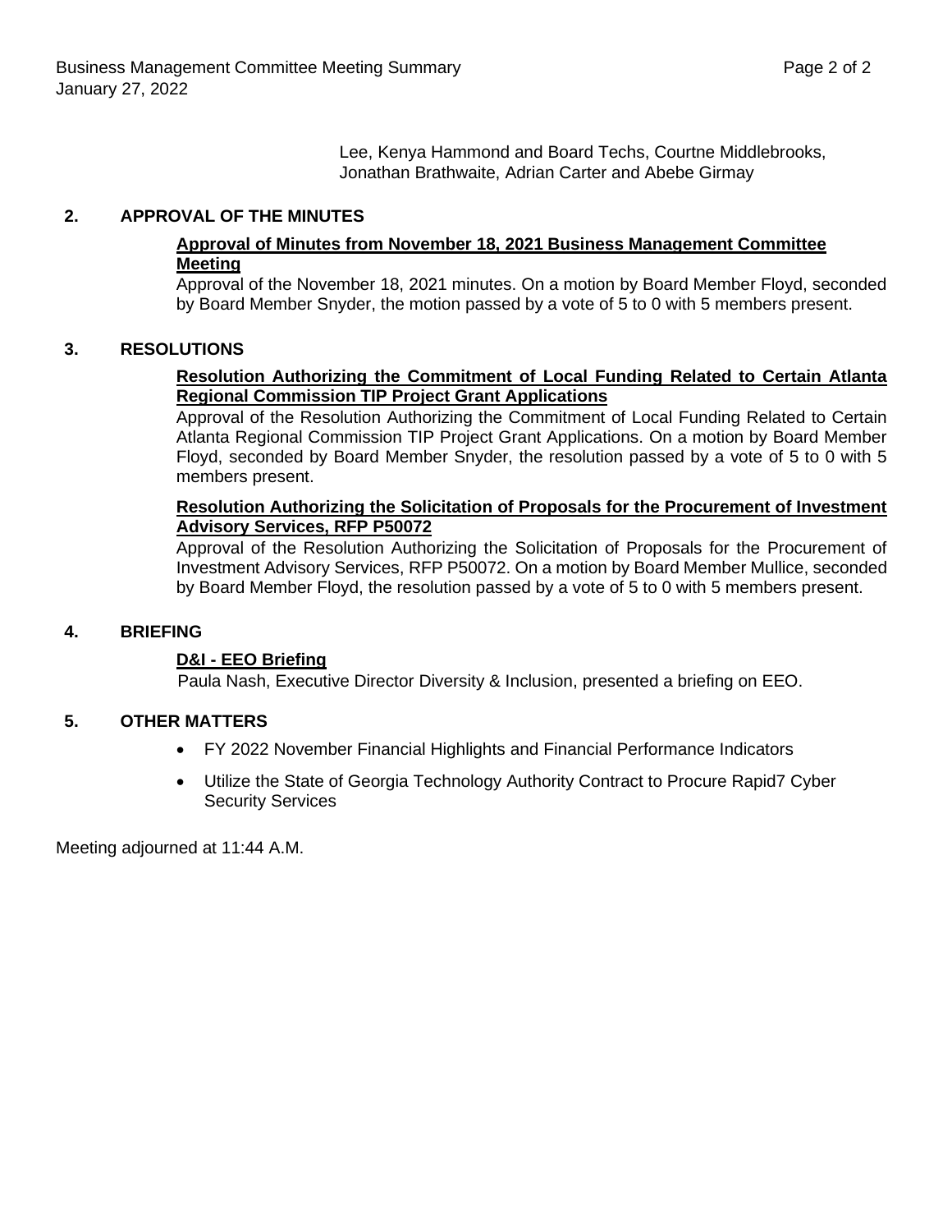Lee, Kenya Hammond and Board Techs, Courtne Middlebrooks, Jonathan Brathwaite, Adrian Carter and Abebe Girmay

## 2. APPROVAL OF THE MINUTES

**Approval of Minutes from November 18, 2021 Business Management Committee Meeting**

Approval of the November 18, 2021 minutes. On a motion by Board Member Floyd, seconded by Board Member Snyder, the motion passed by a vote of 5 to 0 with 5 members present.

## 3. RESOLUTIONS

**Resolution Authorizing the Commitment of Local Funding Related to Certain Atlanta Regional Commission TIP Project Grant Applications**

Approval of the Resolution Authorizing the Commitment of Local Funding Related to Certain Atlanta Regional Commission TIP Project Grant Applications. On a motion by Board Member Floyd, seconded by Board Member Snyder, the resolution passed by a vote of 5 to 0 with 5 members present.

**Resolution Authorizing the Solicitation of Proposals for the Procurement of Investment Advisory Services, RFP P50072**

Approval of the Resolution Authorizing the Solicitation of Proposals for the Procurement of Investment Advisory Services, RFP P50072. On a motion by Board Member Mullice, seconded by Board Member Floyd, the resolution passed by a vote of 5 to 0 with 5 members present.

## 4. BRIEFING

**D&I - EEO Briefing**

Paula Nash, Executive Director Diversity & Inclusion, presented a briefing on EEO.

## 5. OTHER MATTERS

- FY 2022 November Financial Highlights and Financial Performance Indicators
- Utilize the State of Georgia Technology Authority Contract to Procure Rapid7 Cyber Security Services

Meeting adjourned at 11:44 A.M.